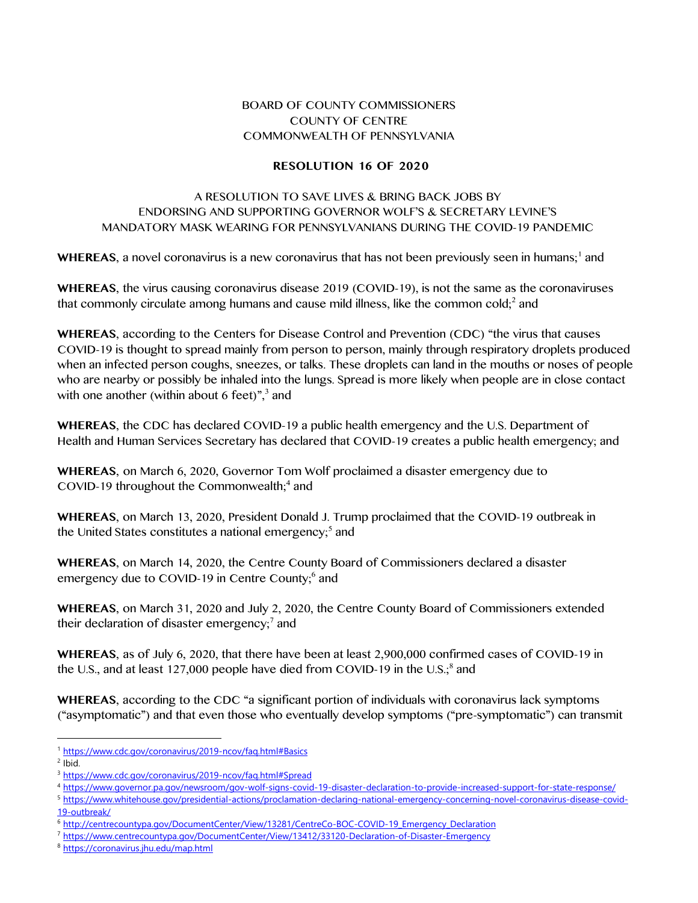BOARD OF COUNTY COMMISSIONERS
COUNTY OF CENTRE
COMMONWEALTH OF PENNSYLVANIA

# RESOLUTION 16 OF 2020

A RESOLUTION TO SAVE LIVES & BRING BACK JOBS BY
ENDORSING AND SUPPORTING GOVERNOR WOLF'S & SECRETARY LEVINE'S
MANDATORY MASK WEARING FOR PENNSYLVANIANS DURING THE COVID-19 PANDEMIC

**WHEREAS**, a novel coronavirus is a new coronavirus that has not been previously seen in humans;[1] and

**WHEREAS**, the virus causing coronavirus disease 2019 (COVID-19), is not the same as the coronaviruses that commonly circulate among humans and cause mild illness, like the common cold;[2] and

**WHEREAS**, according to the Centers for Disease Control and Prevention (CDC) "the virus that causes COVID-19 is thought to spread mainly from person to person, mainly through respiratory droplets produced when an infected person coughs, sneezes, or talks. These droplets can land in the mouths or noses of people who are nearby or possibly be inhaled into the lungs. Spread is more likely when people are in close contact with one another (within about 6 feet)",[3] and

**WHEREAS**, the CDC has declared COVID-19 a public health emergency and the U.S. Department of Health and Human Services Secretary has declared that COVID-19 creates a public health emergency; and

**WHEREAS**, on March 6, 2020, Governor Tom Wolf proclaimed a disaster emergency due to COVID-19 throughout the Commonwealth;[4] and

**WHEREAS**, on March 13, 2020, President Donald J. Trump proclaimed that the COVID-19 outbreak in the United States constitutes a national emergency;[5] and

**WHEREAS**, on March 14, 2020, the Centre County Board of Commissioners declared a disaster emergency due to COVID-19 in Centre County;[6] and

**WHEREAS**, on March 31, 2020 and July 2, 2020, the Centre County Board of Commissioners extended their declaration of disaster emergency;[7] and

**WHEREAS**, as of July 6, 2020, that there have been at least 2,900,000 confirmed cases of COVID-19 in the U.S., and at least 127,000 people have died from COVID-19 in the U.S.;[8] and

**WHEREAS**, according to the CDC "a significant portion of individuals with coronavirus lack symptoms ("asymptomatic") and that even those who eventually develop symptoms ("pre-symptomatic") can transmit

---

[1] https://www.cdc.gov/coronavirus/2019-ncov/faq.html#Basics
[2] Ibid.
[3] https://www.cdc.gov/coronavirus/2019-ncov/faq.html#Spread
[4] https://www.governor.pa.gov/newsroom/gov-wolf-signs-covid-19-disaster-declaration-to-provide-increased-support-for-state-response/
[5] https://www.whitehouse.gov/presidential-actions/proclamation-declaring-national-emergency-concerning-novel-coronavirus-disease-covid-19-outbreak/
[6] http://centrecountypa.gov/DocumentCenter/View/13281/CentreCo-BOC-COVID-19_Emergency_Declaration
[7] https://www.centrecountypa.gov/DocumentCenter/View/13412/33120-Declaration-of-Disaster-Emergency
[8] https://coronavirus.jhu.edu/map.html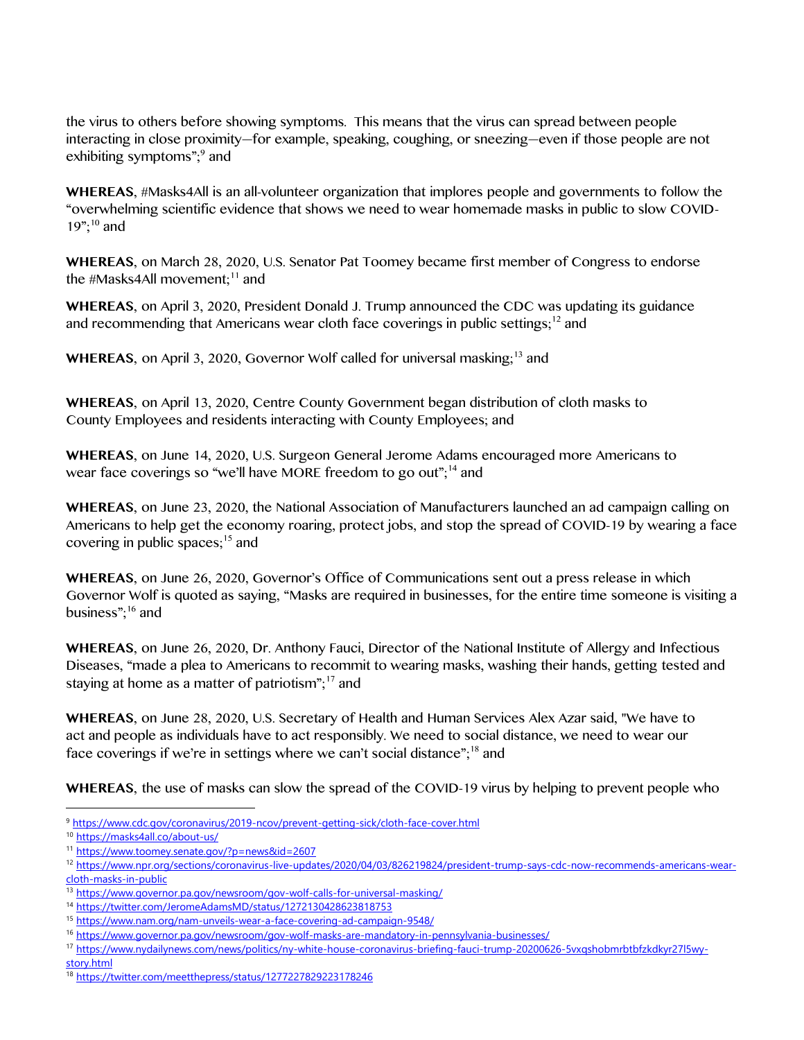the virus to others before showing symptoms. This means that the virus can spread between people interacting in close proximity—for example, speaking, coughing, or sneezing—even if those people are not exhibiting symptoms";[9] and

**WHEREAS**, #Masks4All is an all-volunteer organization that implores people and governments to follow the "overwhelming scientific evidence that shows we need to wear homemade masks in public to slow COVID-19";[10] and

**WHEREAS**, on March 28, 2020, U.S. Senator Pat Toomey became first member of Congress to endorse the #Masks4All movement;[11] and

**WHEREAS**, on April 3, 2020, President Donald J. Trump announced the CDC was updating its guidance and recommending that Americans wear cloth face coverings in public settings;[12] and

**WHEREAS**, on April 3, 2020, Governor Wolf called for universal masking;[13] and

**WHEREAS**, on April 13, 2020, Centre County Government began distribution of cloth masks to County Employees and residents interacting with County Employees; and

**WHEREAS**, on June 14, 2020, U.S. Surgeon General Jerome Adams encouraged more Americans to wear face coverings so "we'll have MORE freedom to go out";[14] and

**WHEREAS**, on June 23, 2020, the National Association of Manufacturers launched an ad campaign calling on Americans to help get the economy roaring, protect jobs, and stop the spread of COVID-19 by wearing a face covering in public spaces;[15] and

**WHEREAS**, on June 26, 2020, Governor's Office of Communications sent out a press release in which Governor Wolf is quoted as saying, "Masks are required in businesses, for the entire time someone is visiting a business";[16] and

**WHEREAS**, on June 26, 2020, Dr. Anthony Fauci, Director of the National Institute of Allergy and Infectious Diseases, "made a plea to Americans to recommit to wearing masks, washing their hands, getting tested and staying at home as a matter of patriotism";[17] and

**WHEREAS**, on June 28, 2020, U.S. Secretary of Health and Human Services Alex Azar said, "We have to act and people as individuals have to act responsibly. We need to social distance, we need to wear our face coverings if we're in settings where we can't social distance";[18] and

**WHEREAS**, the use of masks can slow the spread of the COVID-19 virus by helping to prevent people who

---

[9] https://www.cdc.gov/coronavirus/2019-ncov/prevent-getting-sick/cloth-face-cover.html

[10] https://masks4all.co/about-us/

[11] https://www.toomey.senate.gov/?p=news&id=2607

[12] https://www.npr.org/sections/coronavirus-live-updates/2020/04/03/826219824/president-trump-says-cdc-now-recommends-americans-wear-cloth-masks-in-public

[13] https://www.governor.pa.gov/newsroom/gov-wolf-calls-for-universal-masking/

[14] https://twitter.com/JeromeAdamsMD/status/1272130428623818753

[15] https://www.nam.org/nam-unveils-wear-a-face-covering-ad-campaign-9548/

[16] https://www.governor.pa.gov/newsroom/gov-wolf-masks-are-mandatory-in-pennsylvania-businesses/

[17] https://www.nydailynews.com/news/politics/ny-white-house-coronavirus-briefing-fauci-trump-20200626-5vxqshobmrbtbfzkdkyr27l5wy-story.html

[18] https://twitter.com/meetthepress/status/1277227829223178246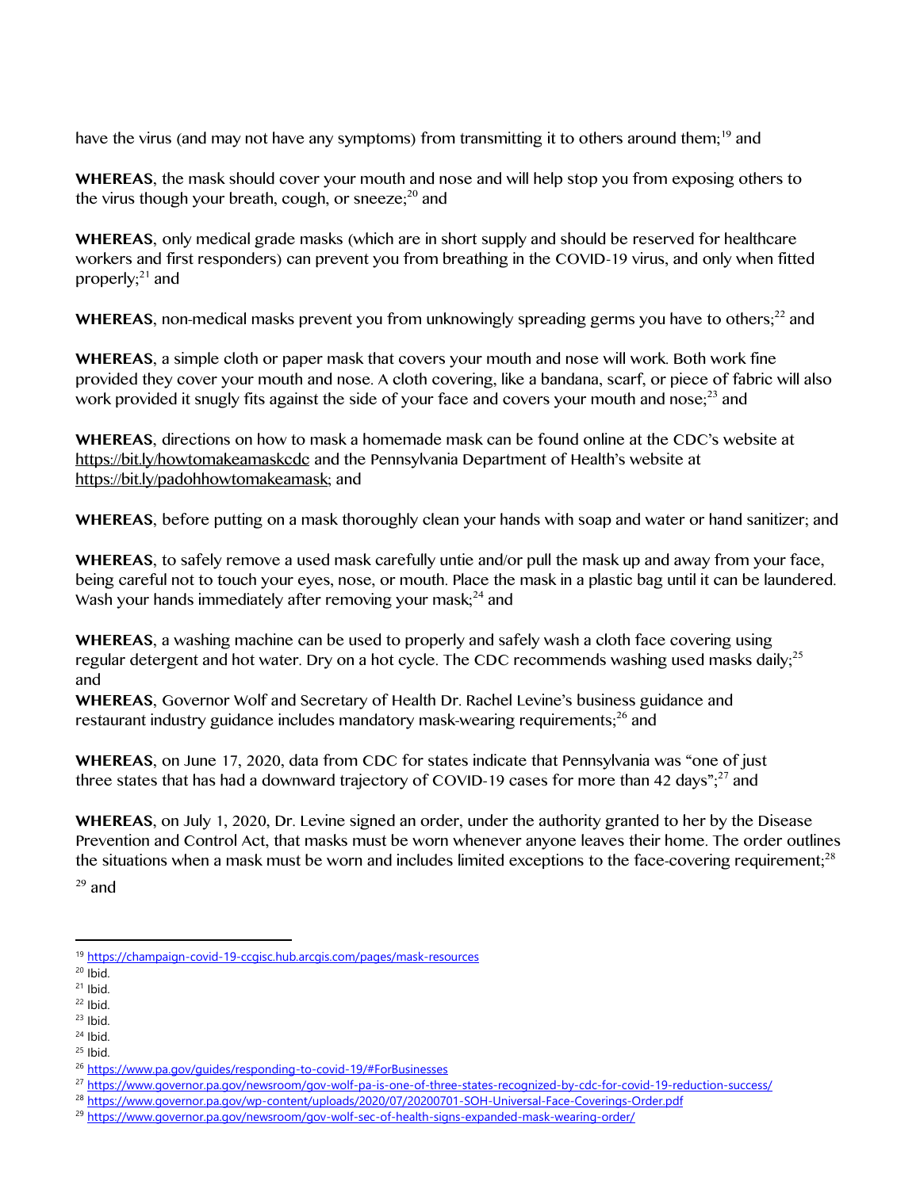have the virus (and may not have any symptoms) from transmitting it to others around them;[19] and

**WHEREAS**, the mask should cover your mouth and nose and will help stop you from exposing others to the virus though your breath, cough, or sneeze;[20] and

**WHEREAS**, only medical grade masks (which are in short supply and should be reserved for healthcare workers and first responders) can prevent you from breathing in the COVID-19 virus, and only when fitted properly;[21] and

**WHEREAS**, non-medical masks prevent you from unknowingly spreading germs you have to others;[22] and

**WHEREAS**, a simple cloth or paper mask that covers your mouth and nose will work. Both work fine provided they cover your mouth and nose. A cloth covering, like a bandana, scarf, or piece of fabric will also work provided it snugly fits against the side of your face and covers your mouth and nose;[23] and

**WHEREAS**, directions on how to mask a homemade mask can be found online at the CDC's website at https://bit.ly/howtomakeamaskcdc and the Pennsylvania Department of Health's website at https://bit.ly/padohhowtomakeamask; and

**WHEREAS**, before putting on a mask thoroughly clean your hands with soap and water or hand sanitizer; and

**WHEREAS**, to safely remove a used mask carefully untie and/or pull the mask up and away from your face, being careful not to touch your eyes, nose, or mouth. Place the mask in a plastic bag until it can be laundered. Wash your hands immediately after removing your mask;[24] and

**WHEREAS**, a washing machine can be used to properly and safely wash a cloth face covering using regular detergent and hot water. Dry on a hot cycle. The CDC recommends washing used masks daily;[25] and

**WHEREAS**, Governor Wolf and Secretary of Health Dr. Rachel Levine's business guidance and restaurant industry guidance includes mandatory mask-wearing requirements;[26] and

**WHEREAS**, on June 17, 2020, data from CDC for states indicate that Pennsylvania was "one of just three states that has had a downward trajectory of COVID-19 cases for more than 42 days";[27] and

**WHEREAS**, on July 1, 2020, Dr. Levine signed an order, under the authority granted to her by the Disease Prevention and Control Act, that masks must be worn whenever anyone leaves their home. The order outlines the situations when a mask must be worn and includes limited exceptions to the face-covering requirement;[28] [29] and

---

[19] https://champaign-covid-19-ccgisc.hub.arcgis.com/pages/mask-resources
[20] Ibid.
[21] Ibid.
[22] Ibid.
[23] Ibid.
[24] Ibid.
[25] Ibid.
[26] https://www.pa.gov/guides/responding-to-covid-19/#ForBusinesses
[27] https://www.governor.pa.gov/newsroom/gov-wolf-pa-is-one-of-three-states-recognized-by-cdc-for-covid-19-reduction-success/
[28] https://www.governor.pa.gov/wp-content/uploads/2020/07/20200701-SOH-Universal-Face-Coverings-Order.pdf
[29] https://www.governor.pa.gov/newsroom/gov-wolf-sec-of-health-signs-expanded-mask-wearing-order/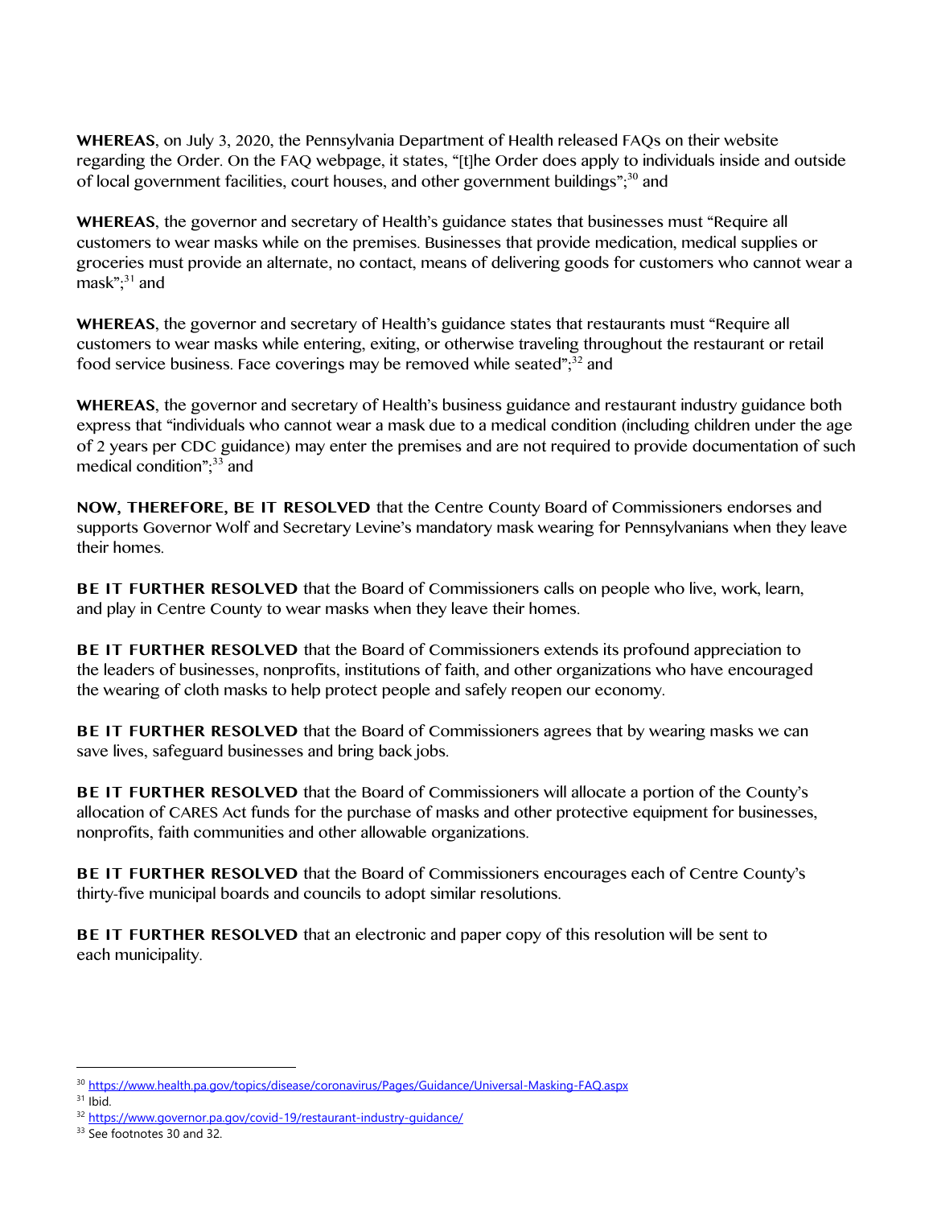**WHEREAS**, on July 3, 2020, the Pennsylvania Department of Health released FAQs on their website regarding the Order. On the FAQ webpage, it states, "[t]he Order does apply to individuals inside and outside of local government facilities, court houses, and other government buildings";[30] and

**WHEREAS**, the governor and secretary of Health's guidance states that businesses must "Require all customers to wear masks while on the premises. Businesses that provide medication, medical supplies or groceries must provide an alternate, no contact, means of delivering goods for customers who cannot wear a mask";[31] and

**WHEREAS**, the governor and secretary of Health's guidance states that restaurants must "Require all customers to wear masks while entering, exiting, or otherwise traveling throughout the restaurant or retail food service business. Face coverings may be removed while seated";[32] and

**WHEREAS**, the governor and secretary of Health's business guidance and restaurant industry guidance both express that "individuals who cannot wear a mask due to a medical condition (including children under the age of 2 years per CDC guidance) may enter the premises and are not required to provide documentation of such medical condition";[33] and

**NOW, THEREFORE, BE IT RESOLVED** that the Centre County Board of Commissioners endorses and supports Governor Wolf and Secretary Levine's mandatory mask wearing for Pennsylvanians when they leave their homes.

**BE IT FURTHER RESOLVED** that the Board of Commissioners calls on people who live, work, learn, and play in Centre County to wear masks when they leave their homes.

**BE IT FURTHER RESOLVED** that the Board of Commissioners extends its profound appreciation to the leaders of businesses, nonprofits, institutions of faith, and other organizations who have encouraged the wearing of cloth masks to help protect people and safely reopen our economy.

**BE IT FURTHER RESOLVED** that the Board of Commissioners agrees that by wearing masks we can save lives, safeguard businesses and bring back jobs.

**BE IT FURTHER RESOLVED** that the Board of Commissioners will allocate a portion of the County's allocation of CARES Act funds for the purchase of masks and other protective equipment for businesses, nonprofits, faith communities and other allowable organizations.

**BE IT FURTHER RESOLVED** that the Board of Commissioners encourages each of Centre County's thirty-five municipal boards and councils to adopt similar resolutions.

**BE IT FURTHER RESOLVED** that an electronic and paper copy of this resolution will be sent to each municipality.

---

[30] https://www.health.pa.gov/topics/disease/coronavirus/Pages/Guidance/Universal-Masking-FAQ.aspx

[31] Ibid.

[32] https://www.governor.pa.gov/covid-19/restaurant-industry-guidance/

[33] See footnotes 30 and 32.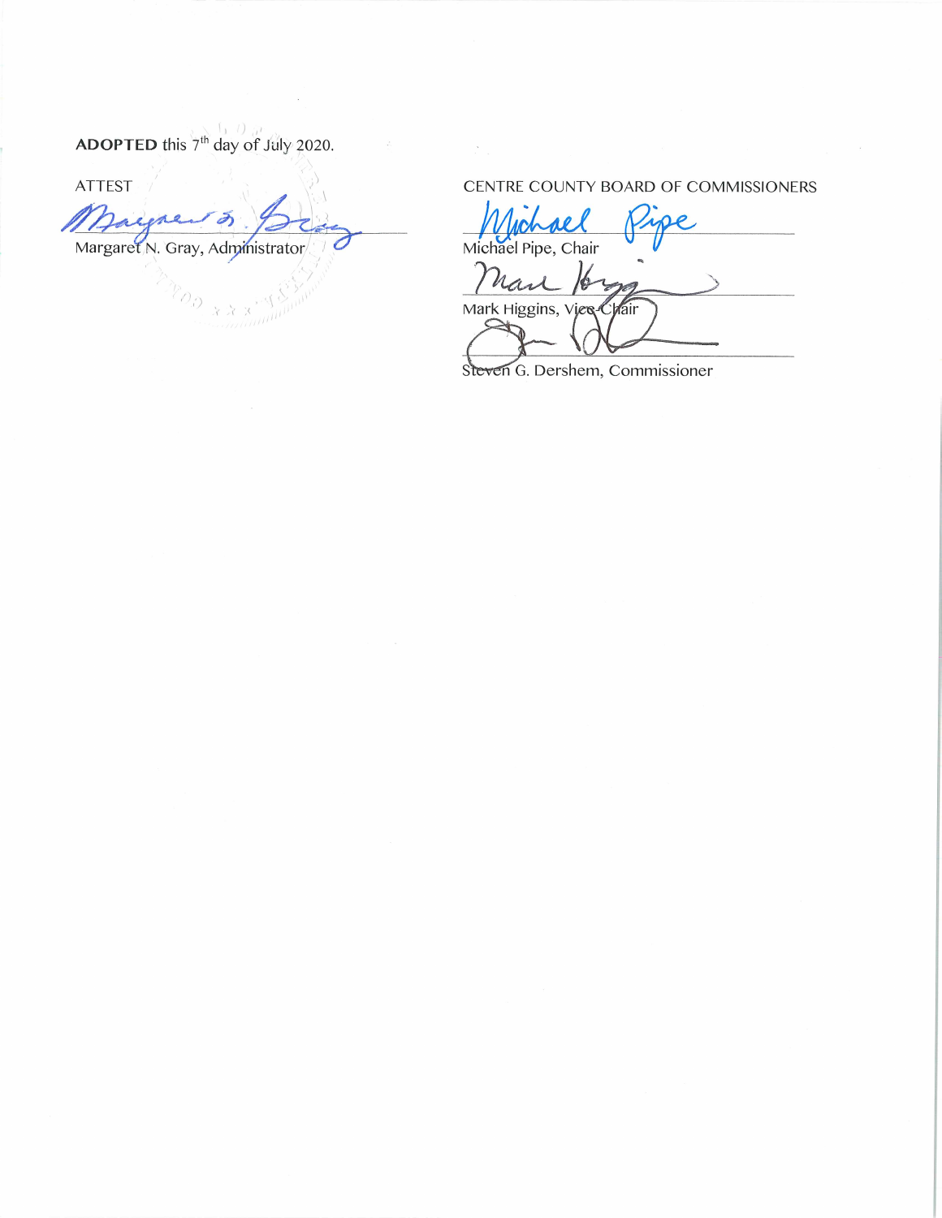**ADOPTED** this 7th day of July 2020.

ATTEST

Margaret N. Gray, Administrator

CENTRE COUNTY BOARD OF COMMISSIONERS

Michael Pipe, Chair

Mark Higgins, Vice-Chair

Steven G. Dershem, Commissioner